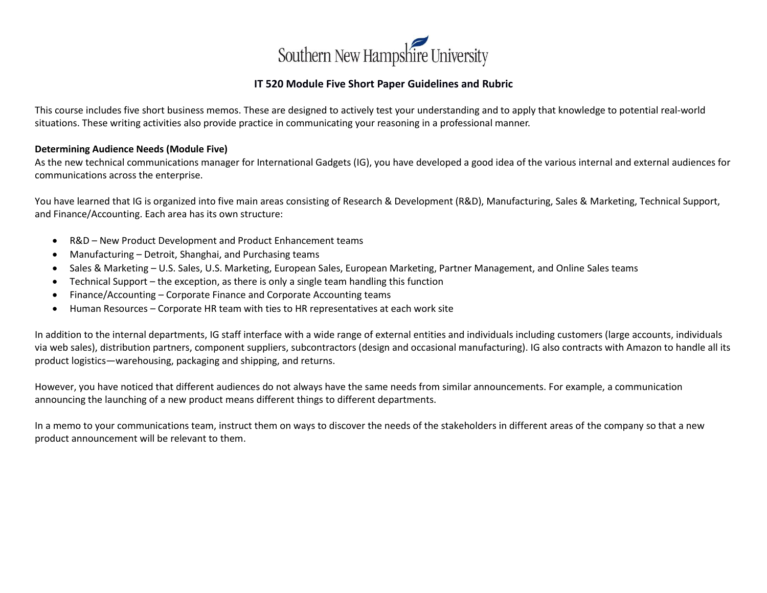Southern New Hampshire University

# IT 520 Module Five Short Paper Guidelines and Rubric

This course includes five short business memos. These are designed to actively test your understanding and to apply that knowledge to potential real-world situations. These writing activities also provide practice in communicating your reasoning in a professional manner.

**Determining Audience Needs (Module Five)**

As the new technical communications manager for International Gadgets (IG), you have developed a good idea of the various internal and external audiences for communications across the enterprise.

You have learned that IG is organized into five main areas consisting of Research & Development (R&D), Manufacturing, Sales & Marketing, Technical Support, and Finance/Accounting. Each area has its own structure:

- R&D – New Product Development and Product Enhancement teams
- Manufacturing – Detroit, Shanghai, and Purchasing teams
- Sales & Marketing – U.S. Sales, U.S. Marketing, European Sales, European Marketing, Partner Management, and Online Sales teams
- Technical Support – the exception, as there is only a single team handling this function
- Finance/Accounting – Corporate Finance and Corporate Accounting teams
- Human Resources – Corporate HR team with ties to HR representatives at each work site

In addition to the internal departments, IG staff interface with a wide range of external entities and individuals including customers (large accounts, individuals via web sales), distribution partners, component suppliers, subcontractors (design and occasional manufacturing). IG also contracts with Amazon to handle all its product logistics—warehousing, packaging and shipping, and returns.

However, you have noticed that different audiences do not always have the same needs from similar announcements. For example, a communication announcing the launching of a new product means different things to different departments.

In a memo to your communications team, instruct them on ways to discover the needs of the stakeholders in different areas of the company so that a new product announcement will be relevant to them.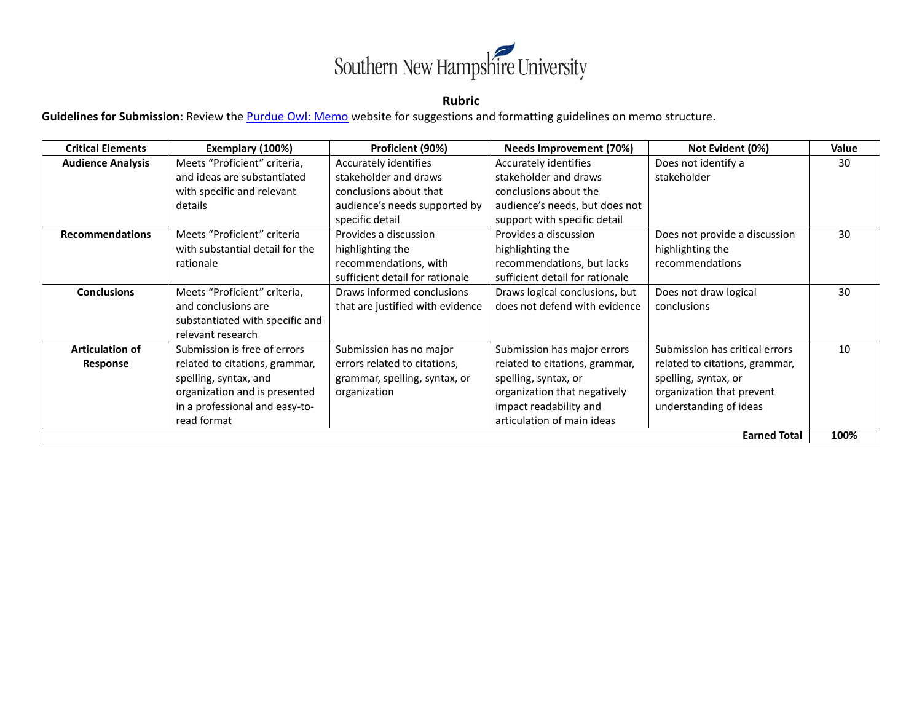Southern New Hampshire University

## Rubric

**Guidelines for Submission:** Review the Purdue Owl: Memo website for suggestions and formatting guidelines on memo structure.

| Critical Elements | Exemplary (100%) | Proficient (90%) | Needs Improvement (70%) | Not Evident (0%) | Value |
|---|---|---|---|---|---|
| **Audience Analysis** | Meets "Proficient" criteria, and ideas are substantiated with specific and relevant details | Accurately identifies stakeholder and draws conclusions about that audience's needs supported by specific detail | Accurately identifies stakeholder and draws conclusions about the audience's needs, but does not support with specific detail | Does not identify a stakeholder | 30 |
| **Recommendations** | Meets "Proficient" criteria with substantial detail for the rationale | Provides a discussion highlighting the recommendations, with sufficient detail for rationale | Provides a discussion highlighting the recommendations, but lacks sufficient detail for rationale | Does not provide a discussion highlighting the recommendations | 30 |
| **Conclusions** | Meets "Proficient" criteria, and conclusions are substantiated with specific and relevant research | Draws informed conclusions that are justified with evidence | Draws logical conclusions, but does not defend with evidence | Does not draw logical conclusions | 30 |
| **Articulation of Response** | Submission is free of errors related to citations, grammar, spelling, syntax, and organization and is presented in a professional and easy-to-read format | Submission has no major errors related to citations, grammar, spelling, syntax, or organization | Submission has major errors related to citations, grammar, spelling, syntax, or organization that negatively impact readability and articulation of main ideas | Submission has critical errors related to citations, grammar, spelling, syntax, or organization that prevent understanding of ideas | 10 |
| | | | | **Earned Total** | **100%** |